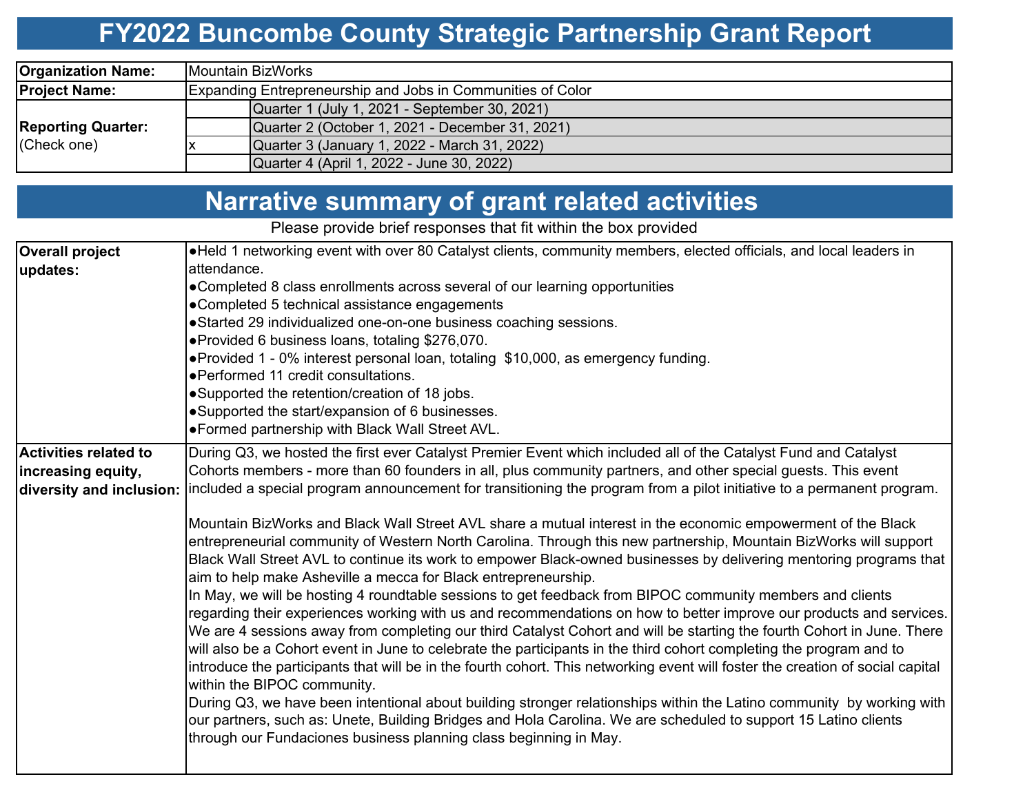# FY2022 Buncombe County Strategic Partnership Grant Report

| | | |
|---|---|---|
| **Organization Name:** | Mountain BizWorks | |
| **Project Name:** | Expanding Entrepreneurship and Jobs in Communities of Color | |
| **Reporting Quarter:** (Check one) | | Quarter 1 (July 1, 2021 - September 30, 2021) |
| | | Quarter 2 (October 1, 2021 - December 31, 2021) |
| | x | Quarter 3 (January 1, 2022 - March 31, 2022) |
| | | Quarter 4 (April 1, 2022 - June 30, 2022) |

# Narrative summary of grant related activities

Please provide brief responses that fit within the box provided

| | |
|---|---|
| **Overall project updates:** | ●Held 1 networking event with over 80 Catalyst clients, community members, elected officials, and local leaders in attendance.<br>●Completed 8 class enrollments across several of our learning opportunities<br>●Completed 5 technical assistance engagements<br>●Started 29 individualized one-on-one business coaching sessions.<br>●Provided 6 business loans, totaling $276,070.<br>●Provided 1 - 0% interest personal loan, totaling $10,000, as emergency funding.<br>●Performed 11 credit consultations.<br>●Supported the retention/creation of 18 jobs.<br>●Supported the start/expansion of 6 businesses.<br>●Formed partnership with Black Wall Street AVL. |
| **Activities related to increasing equity, diversity and inclusion:** | During Q3, we hosted the first ever Catalyst Premier Event which included all of the Catalyst Fund and Catalyst Cohorts members - more than 60 founders in all, plus community partners, and other special guests. This event included a special program announcement for transitioning the program from a pilot initiative to a permanent program.<br><br>Mountain BizWorks and Black Wall Street AVL share a mutual interest in the economic empowerment of the Black entrepreneurial community of Western North Carolina. Through this new partnership, Mountain BizWorks will support Black Wall Street AVL to continue its work to empower Black-owned businesses by delivering mentoring programs that aim to help make Asheville a mecca for Black entrepreneurship.<br>In May, we will be hosting 4 roundtable sessions to get feedback from BIPOC community members and clients regarding their experiences working with us and recommendations on how to better improve our products and services. We are 4 sessions away from completing our third Catalyst Cohort and will be starting the fourth Cohort in June. There will also be a Cohort event in June to celebrate the participants in the third cohort completing the program and to introduce the participants that will be in the fourth cohort. This networking event will foster the creation of social capital within the BIPOC community.<br>During Q3, we have been intentional about building stronger relationships within the Latino community by working with our partners, such as: Unete, Building Bridges and Hola Carolina. We are scheduled to support 15 Latino clients through our Fundaciones business planning class beginning in May. |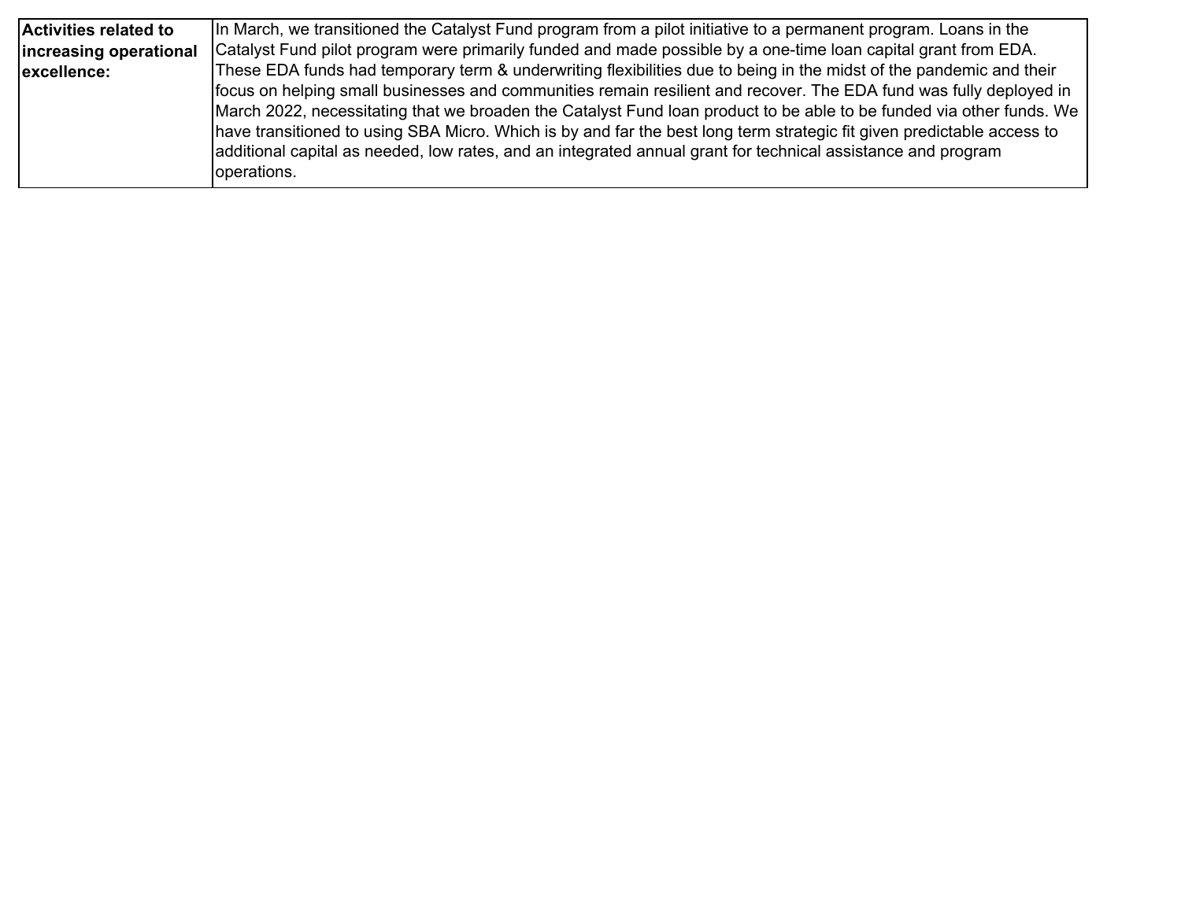| Activities related to increasing operational excellence: | In March, we transitioned the Catalyst Fund program from a pilot initiative to a permanent program. Loans in the Catalyst Fund pilot program were primarily funded and made possible by a one-time loan capital grant from EDA. These EDA funds had temporary term & underwriting flexibilities due to being in the midst of the pandemic and their focus on helping small businesses and communities remain resilient and recover. The EDA fund was fully deployed in March 2022, necessitating that we broaden the Catalyst Fund loan product to be able to be funded via other funds. We have transitioned to using SBA Micro. Which is by and far the best long term strategic fit given predictable access to additional capital as needed, low rates, and an integrated annual grant for technical assistance and program operations. |
|---|---|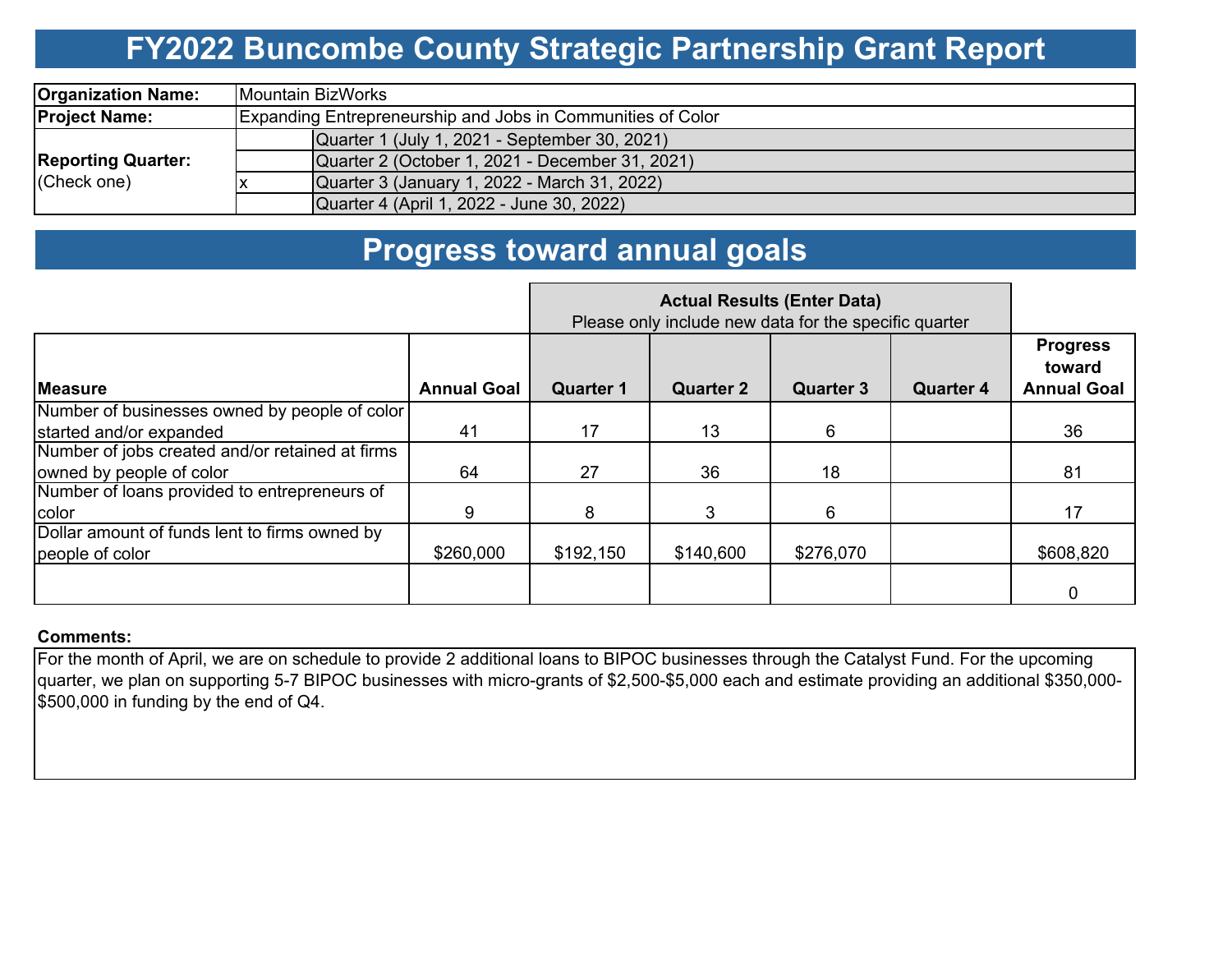# FY2022 Buncombe County Strategic Partnership Grant Report

| | | |
|---|---|---|
| **Organization Name:** | Mountain BizWorks | |
| **Project Name:** | Expanding Entrepreneurship and Jobs in Communities of Color | |
| **Reporting Quarter:** (Check one) | | Quarter 1 (July 1, 2021 - September 30, 2021) |
| | | Quarter 2 (October 1, 2021 - December 31, 2021) |
| | x | Quarter 3 (January 1, 2022 - March 31, 2022) |
| | | Quarter 4 (April 1, 2022 - June 30, 2022) |

# Progress toward annual goals

| | | **Actual Results (Enter Data)** Please only include new data for the specific quarter | | | | |
|---|---|---|---|---|---|---|
| **Measure** | **Annual Goal** | **Quarter 1** | **Quarter 2** | **Quarter 3** | **Quarter 4** | **Progress toward Annual Goal** |
| Number of businesses owned by people of color started and/or expanded | 41 | 17 | 13 | 6 | | 36 |
| Number of jobs created and/or retained at firms owned by people of color | 64 | 27 | 36 | 18 | | 81 |
| Number of loans provided to entrepreneurs of color | 9 | 8 | 3 | 6 | | 17 |
| Dollar amount of funds lent to firms owned by people of color | $260,000 | $192,150 | $140,600 | $276,070 | | $608,820 |
| | | | | | | 0 |

**Comments:**

For the month of April, we are on schedule to provide 2 additional loans to BIPOC businesses through the Catalyst Fund. For the upcoming quarter, we plan on supporting 5-7 BIPOC businesses with micro-grants of $2,500-$5,000 each and estimate providing an additional $350,000-$500,000 in funding by the end of Q4.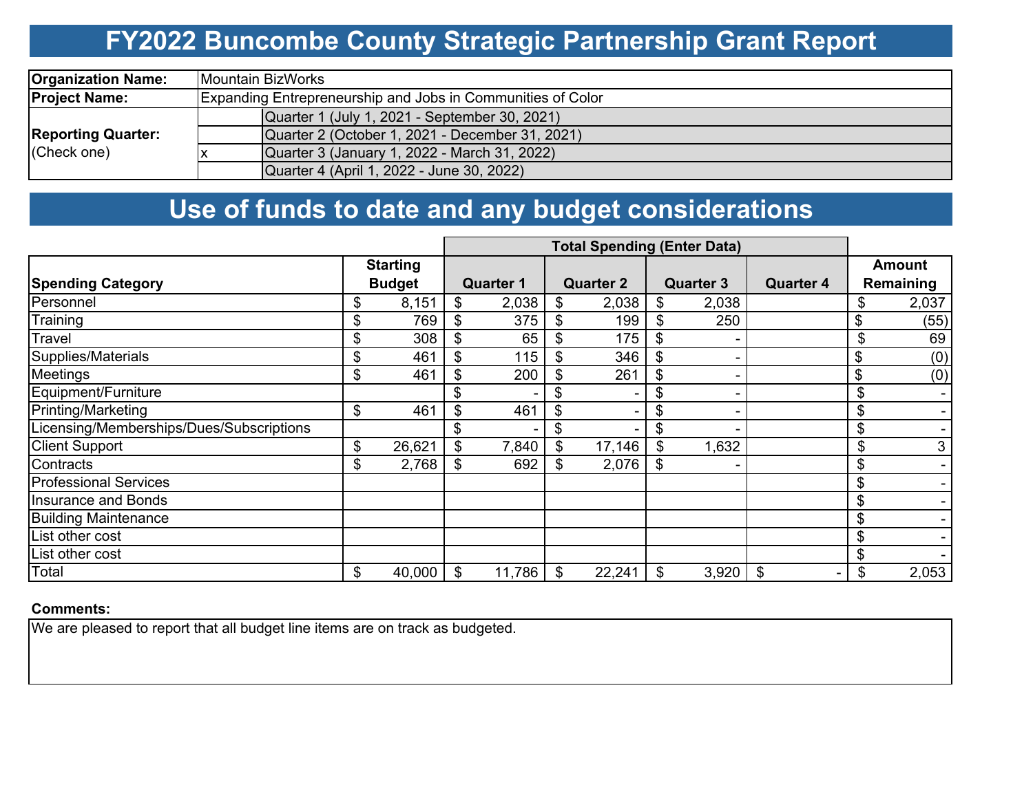# FY2022 Buncombe County Strategic Partnership Grant Report

| | | |
|---|---|---|
| **Organization Name:** | Mountain BizWorks | |
| **Project Name:** | Expanding Entrepreneurship and Jobs in Communities of Color | |
| **Reporting Quarter:** (Check one) | | Quarter 1 (July 1, 2021 - September 30, 2021) |
| | | Quarter 2 (October 1, 2021 - December 31, 2021) |
| | x | Quarter 3 (January 1, 2022 - March 31, 2022) |
| | | Quarter 4 (April 1, 2022 - June 30, 2022) |

# Use of funds to date and any budget considerations

| | | Total Spending (Enter Data) | | | | |
|---|---|---|---|---|---|---|
| **Spending Category** | **Starting Budget** | **Quarter 1** | **Quarter 2** | **Quarter 3** | **Quarter 4** | **Amount Remaining** |
| Personnel | $ 8,151 | $ 2,038 | $ 2,038 | $ 2,038 | | $ 2,037 |
| Training | $ 769 | $ 375 | $ 199 | $ 250 | | $ (55) |
| Travel | $ 308 | $ 65 | $ 175 | $ - | | $ 69 |
| Supplies/Materials | $ 461 | $ 115 | $ 346 | $ - | | $ (0) |
| Meetings | $ 461 | $ 200 | $ 261 | $ - | | $ (0) |
| Equipment/Furniture | | $ - | $ - | $ - | | $ - |
| Printing/Marketing | $ 461 | $ 461 | $ - | $ - | | $ - |
| Licensing/Memberships/Dues/Subscriptions | | $ - | $ - | $ - | | $ - |
| Client Support | $ 26,621 | $ 7,840 | $ 17,146 | $ 1,632 | | $ 3 |
| Contracts | $ 2,768 | $ 692 | $ 2,076 | $ - | | $ - |
| Professional Services | | | | | | $ - |
| Insurance and Bonds | | | | | | $ - |
| Building Maintenance | | | | | | $ - |
| List other cost | | | | | | $ - |
| List other cost | | | | | | $ - |
| Total | $ 40,000 | $ 11,786 | $ 22,241 | $ 3,920 | $ - | $ 2,053 |

**Comments:**

We are pleased to report that all budget line items are on track as budgeted.